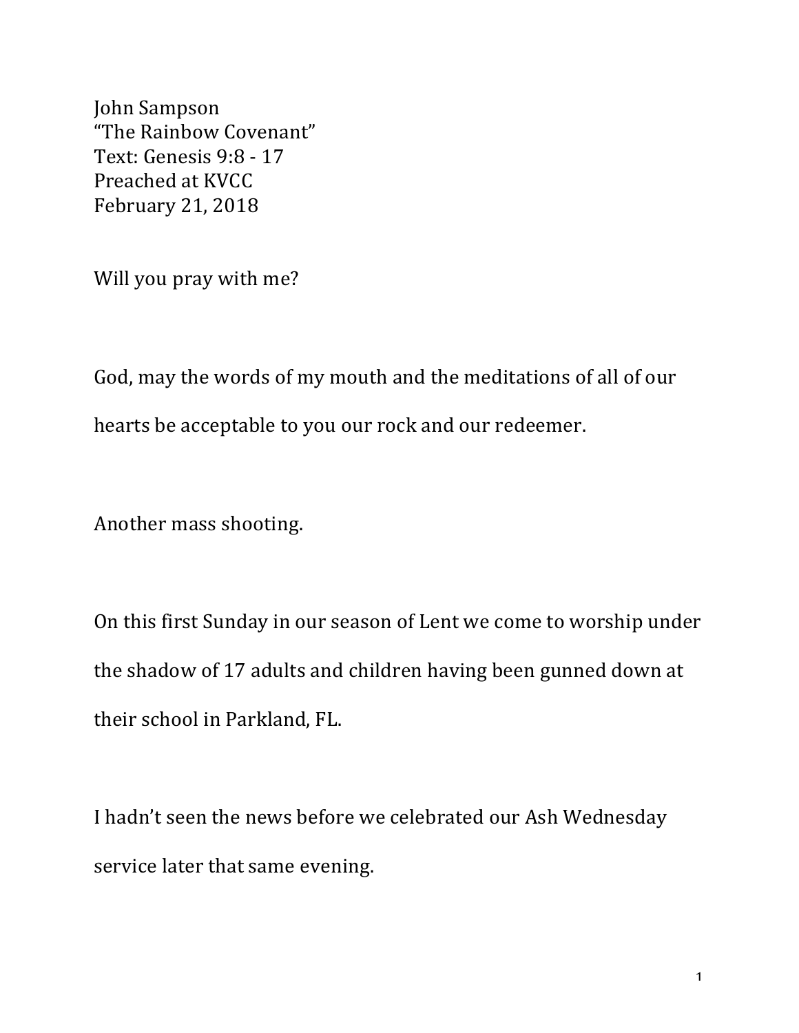John Sampson
"The Rainbow Covenant"
Text: Genesis 9:8 - 17
Preached at KVCC
February 21, 2018

Will you pray with me?

God, may the words of my mouth and the meditations of all of our hearts be acceptable to you our rock and our redeemer.

Another mass shooting.

On this first Sunday in our season of Lent we come to worship under the shadow of 17 adults and children having been gunned down at their school in Parkland, FL.

I hadn't seen the news before we celebrated our Ash Wednesday service later that same evening.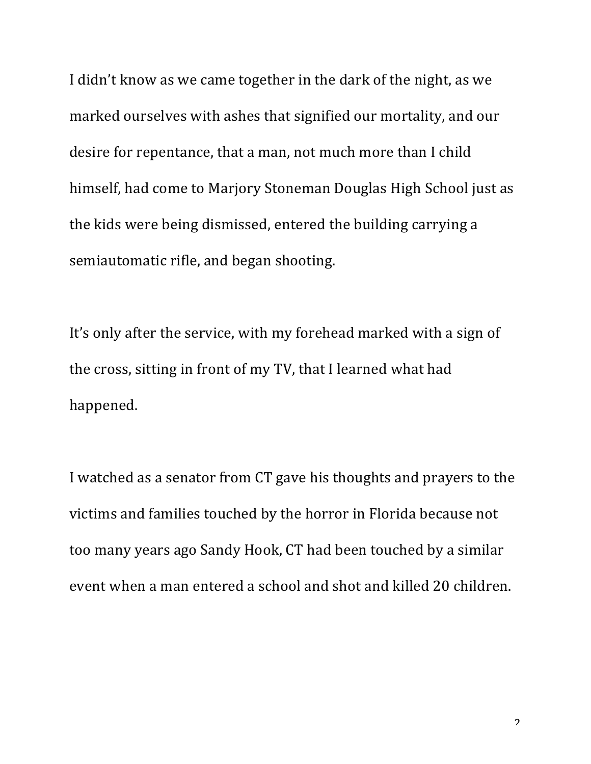I didn't know as we came together in the dark of the night, as we marked ourselves with ashes that signified our mortality, and our desire for repentance, that a man, not much more than I child himself, had come to Marjory Stoneman Douglas High School just as the kids were being dismissed, entered the building carrying a semiautomatic rifle, and began shooting.

It's only after the service, with my forehead marked with a sign of the cross, sitting in front of my TV, that I learned what had happened.

I watched as a senator from CT gave his thoughts and prayers to the victims and families touched by the horror in Florida because not too many years ago Sandy Hook, CT had been touched by a similar event when a man entered a school and shot and killed 20 children.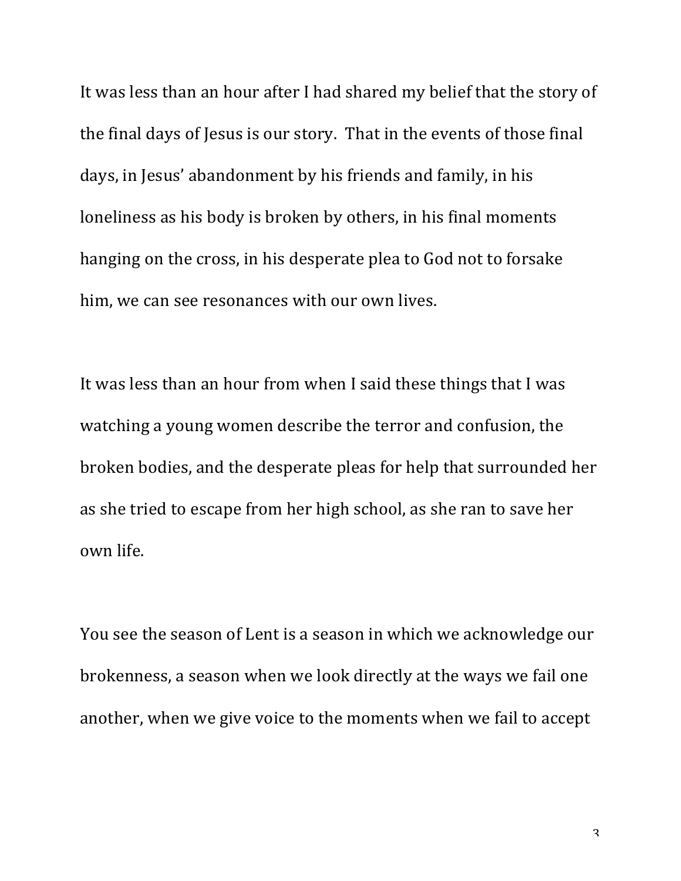It was less than an hour after I had shared my belief that the story of the final days of Jesus is our story. That in the events of those final days, in Jesus' abandonment by his friends and family, in his loneliness as his body is broken by others, in his final moments hanging on the cross, in his desperate plea to God not to forsake him, we can see resonances with our own lives.

It was less than an hour from when I said these things that I was watching a young women describe the terror and confusion, the broken bodies, and the desperate pleas for help that surrounded her as she tried to escape from her high school, as she ran to save her own life.

You see the season of Lent is a season in which we acknowledge our brokenness, a season when we look directly at the ways we fail one another, when we give voice to the moments when we fail to accept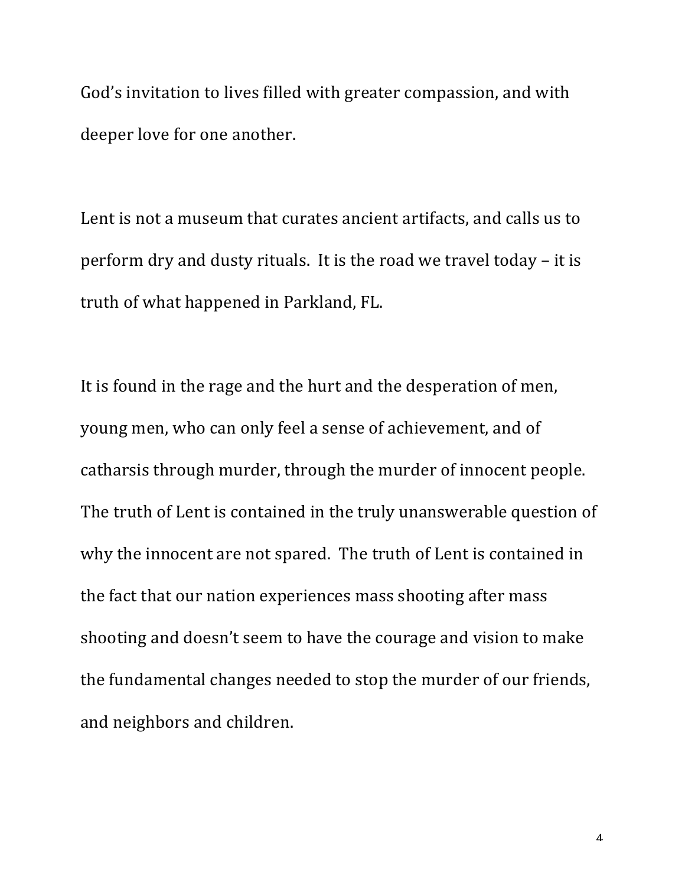God's invitation to lives filled with greater compassion, and with deeper love for one another.

Lent is not a museum that curates ancient artifacts, and calls us to perform dry and dusty rituals. It is the road we travel today – it is truth of what happened in Parkland, FL.

It is found in the rage and the hurt and the desperation of men, young men, who can only feel a sense of achievement, and of catharsis through murder, through the murder of innocent people. The truth of Lent is contained in the truly unanswerable question of why the innocent are not spared. The truth of Lent is contained in the fact that our nation experiences mass shooting after mass shooting and doesn't seem to have the courage and vision to make the fundamental changes needed to stop the murder of our friends, and neighbors and children.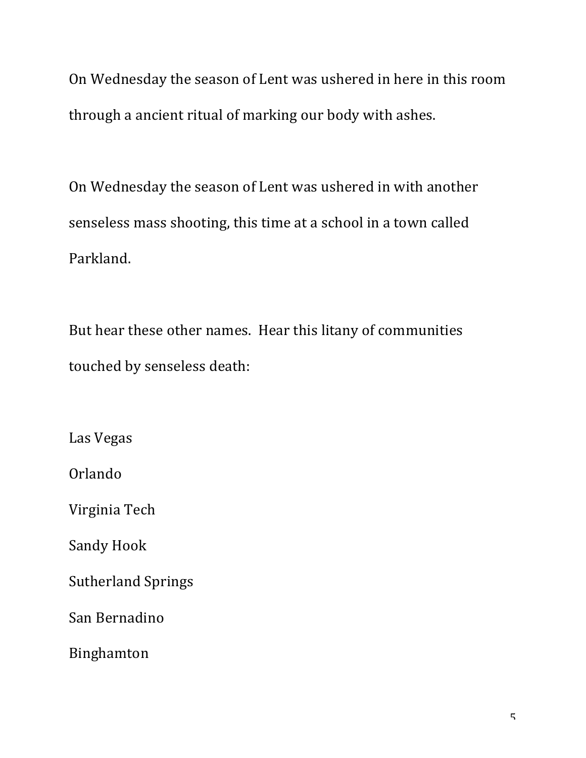On Wednesday the season of Lent was ushered in here in this room through a ancient ritual of marking our body with ashes.

On Wednesday the season of Lent was ushered in with another senseless mass shooting, this time at a school in a town called Parkland.

But hear these other names.  Hear this litany of communities touched by senseless death:

Las Vegas

Orlando

Virginia Tech

Sandy Hook

Sutherland Springs

San Bernadino

Binghamton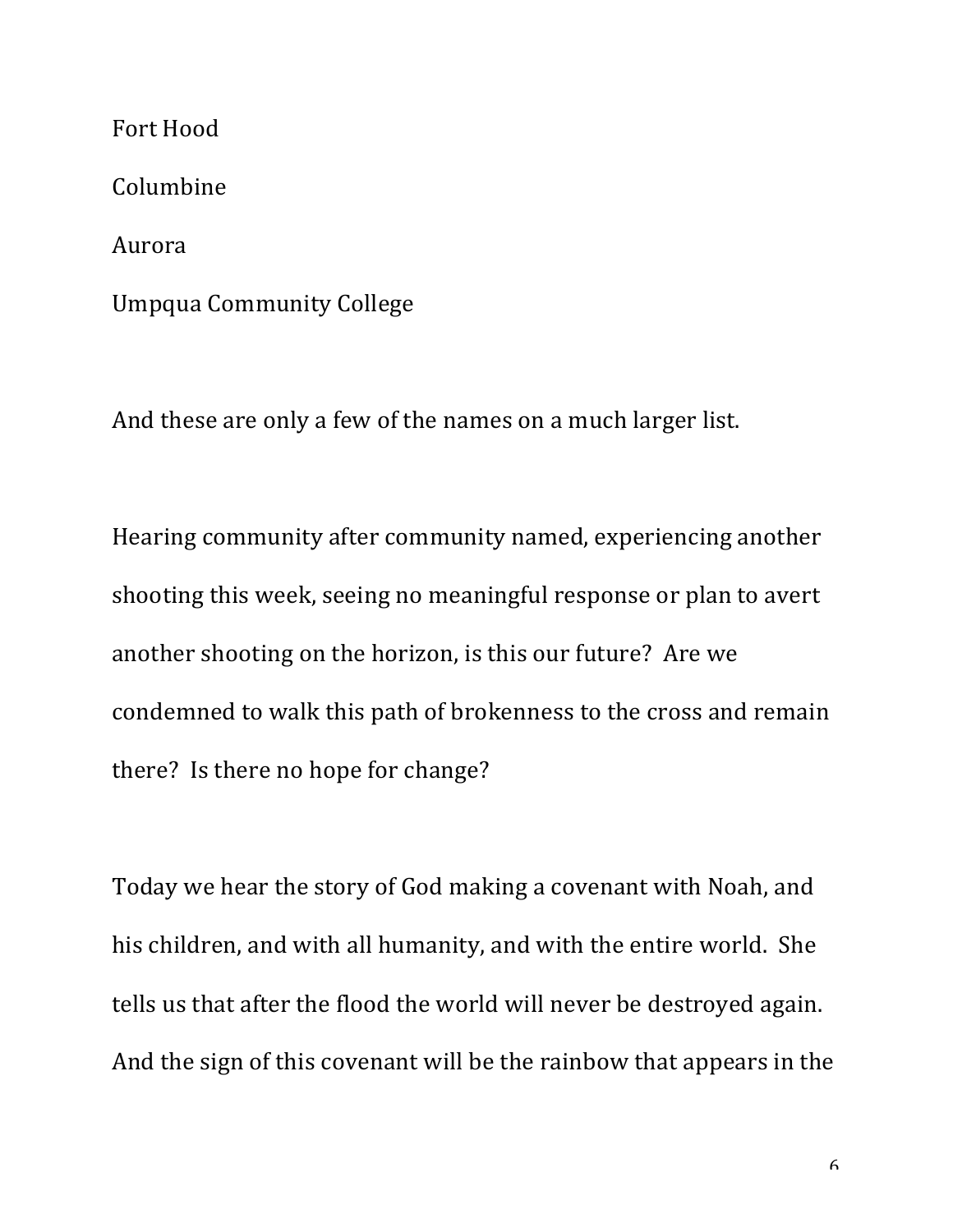Fort Hood

Columbine

Aurora

Umpqua Community College

And these are only a few of the names on a much larger list.

Hearing community after community named, experiencing another shooting this week, seeing no meaningful response or plan to avert another shooting on the horizon, is this our future? Are we condemned to walk this path of brokenness to the cross and remain there? Is there no hope for change?

Today we hear the story of God making a covenant with Noah, and his children, and with all humanity, and with the entire world. She tells us that after the flood the world will never be destroyed again. And the sign of this covenant will be the rainbow that appears in the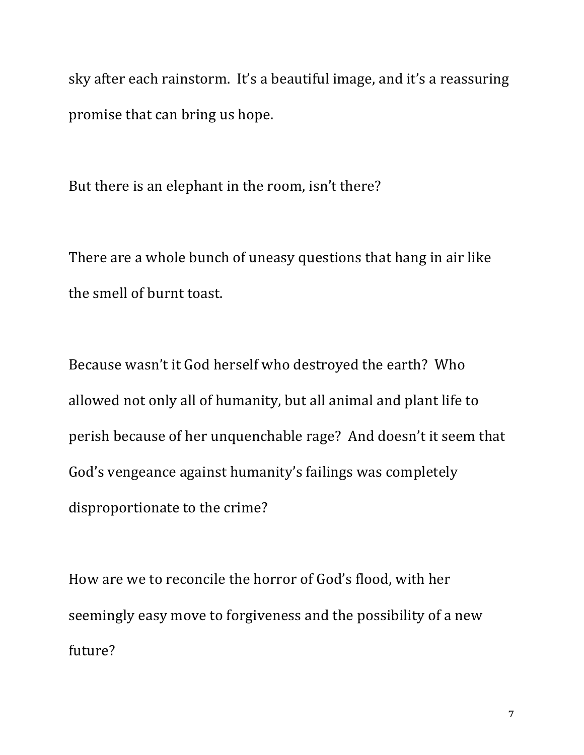sky after each rainstorm. It's a beautiful image, and it's a reassuring promise that can bring us hope.

But there is an elephant in the room, isn't there?

There are a whole bunch of uneasy questions that hang in air like the smell of burnt toast.

Because wasn't it God herself who destroyed the earth? Who allowed not only all of humanity, but all animal and plant life to perish because of her unquenchable rage? And doesn't it seem that God's vengeance against humanity's failings was completely disproportionate to the crime?

How are we to reconcile the horror of God's flood, with her seemingly easy move to forgiveness and the possibility of a new future?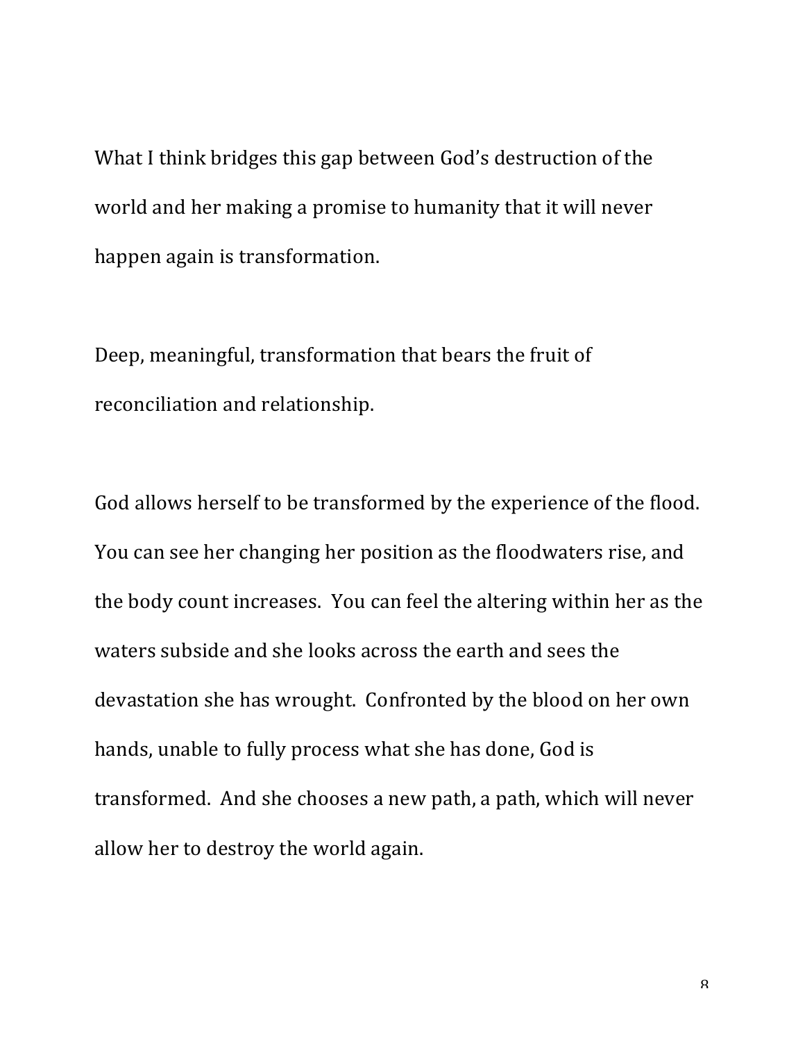What I think bridges this gap between God's destruction of the world and her making a promise to humanity that it will never happen again is transformation.

Deep, meaningful, transformation that bears the fruit of reconciliation and relationship.

God allows herself to be transformed by the experience of the flood. You can see her changing her position as the floodwaters rise, and the body count increases. You can feel the altering within her as the waters subside and she looks across the earth and sees the devastation she has wrought. Confronted by the blood on her own hands, unable to fully process what she has done, God is transformed. And she chooses a new path, a path, which will never allow her to destroy the world again.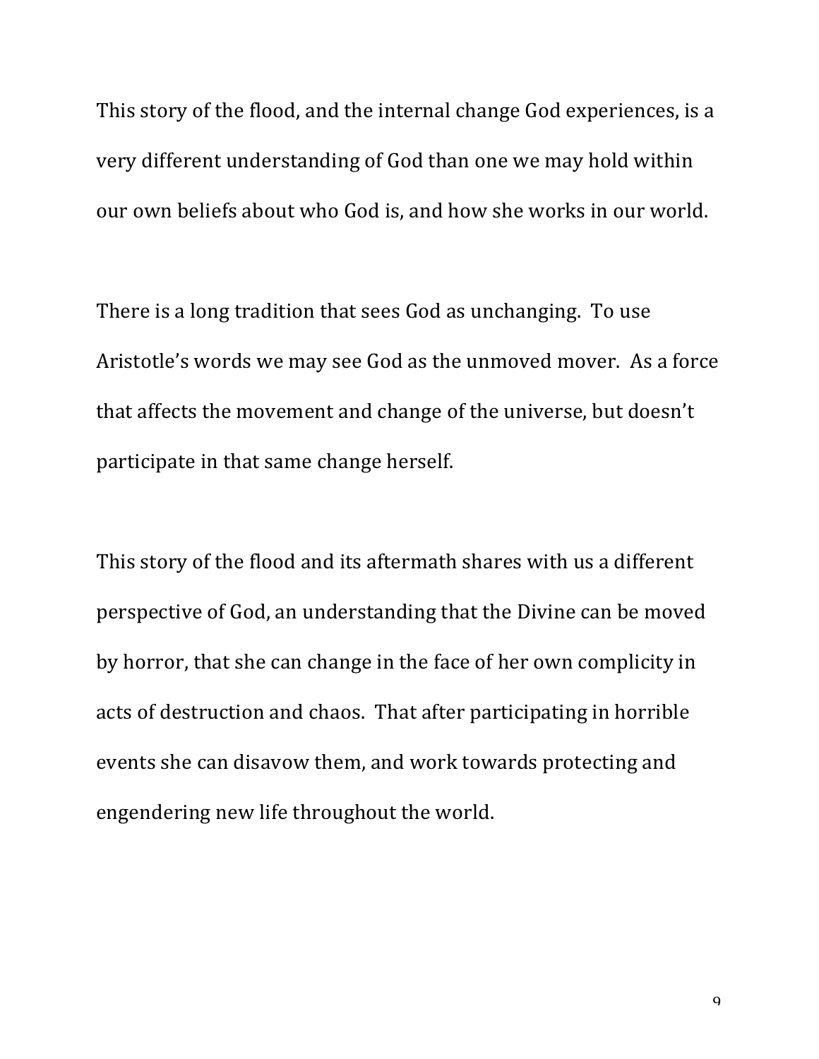This story of the flood, and the internal change God experiences, is a very different understanding of God than one we may hold within our own beliefs about who God is, and how she works in our world.

There is a long tradition that sees God as unchanging. To use Aristotle's words we may see God as the unmoved mover. As a force that affects the movement and change of the universe, but doesn't participate in that same change herself.

This story of the flood and its aftermath shares with us a different perspective of God, an understanding that the Divine can be moved by horror, that she can change in the face of her own complicity in acts of destruction and chaos. That after participating in horrible events she can disavow them, and work towards protecting and engendering new life throughout the world.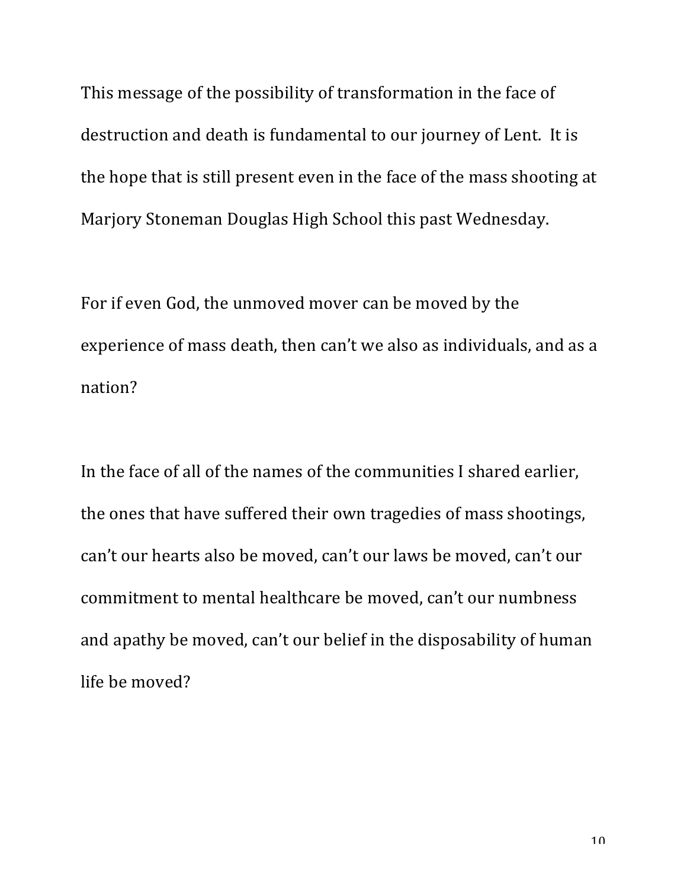This message of the possibility of transformation in the face of destruction and death is fundamental to our journey of Lent.  It is the hope that is still present even in the face of the mass shooting at Marjory Stoneman Douglas High School this past Wednesday.

For if even God, the unmoved mover can be moved by the experience of mass death, then can't we also as individuals, and as a nation?

In the face of all of the names of the communities I shared earlier, the ones that have suffered their own tragedies of mass shootings, can't our hearts also be moved, can't our laws be moved, can't our commitment to mental healthcare be moved, can't our numbness and apathy be moved, can't our belief in the disposability of human life be moved?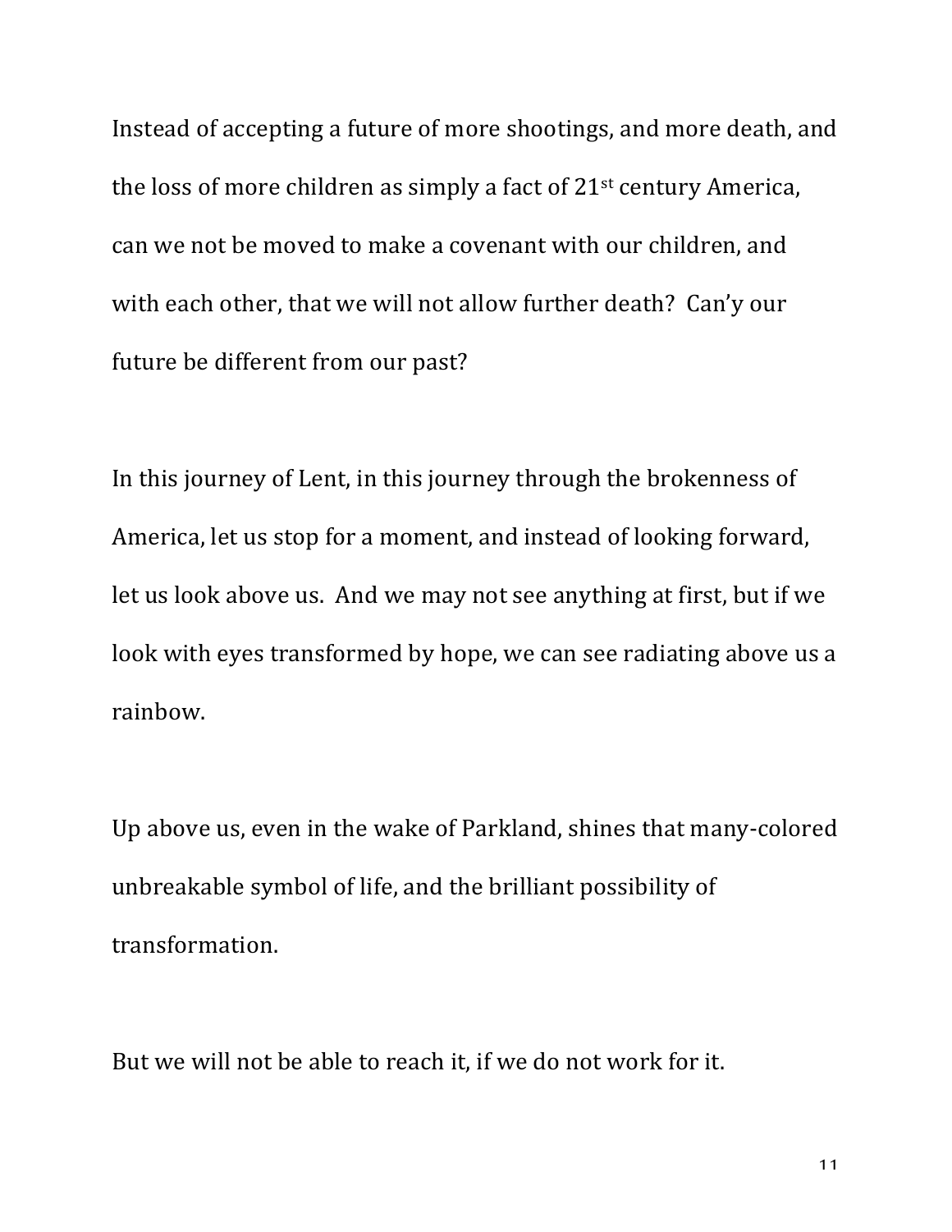Instead of accepting a future of more shootings, and more death, and the loss of more children as simply a fact of 21st century America, can we not be moved to make a covenant with our children, and with each other, that we will not allow further death? Can'y our future be different from our past?

In this journey of Lent, in this journey through the brokenness of America, let us stop for a moment, and instead of looking forward, let us look above us. And we may not see anything at first, but if we look with eyes transformed by hope, we can see radiating above us a rainbow.

Up above us, even in the wake of Parkland, shines that many-colored unbreakable symbol of life, and the brilliant possibility of transformation.

But we will not be able to reach it, if we do not work for it.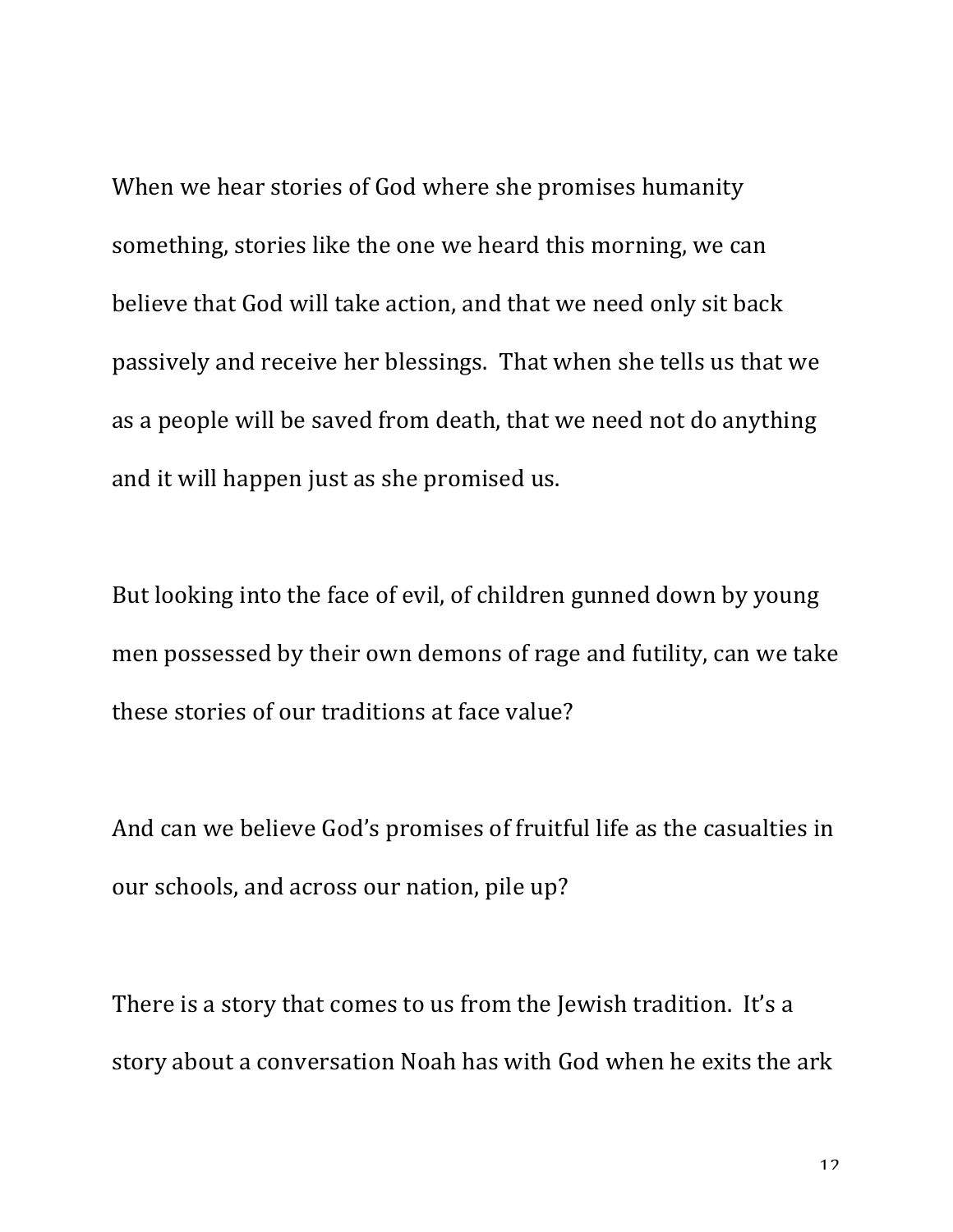When we hear stories of God where she promises humanity something, stories like the one we heard this morning, we can believe that God will take action, and that we need only sit back passively and receive her blessings.  That when she tells us that we as a people will be saved from death, that we need not do anything and it will happen just as she promised us.

But looking into the face of evil, of children gunned down by young men possessed by their own demons of rage and futility, can we take these stories of our traditions at face value?

And can we believe God's promises of fruitful life as the casualties in our schools, and across our nation, pile up?

There is a story that comes to us from the Jewish tradition.  It's a story about a conversation Noah has with God when he exits the ark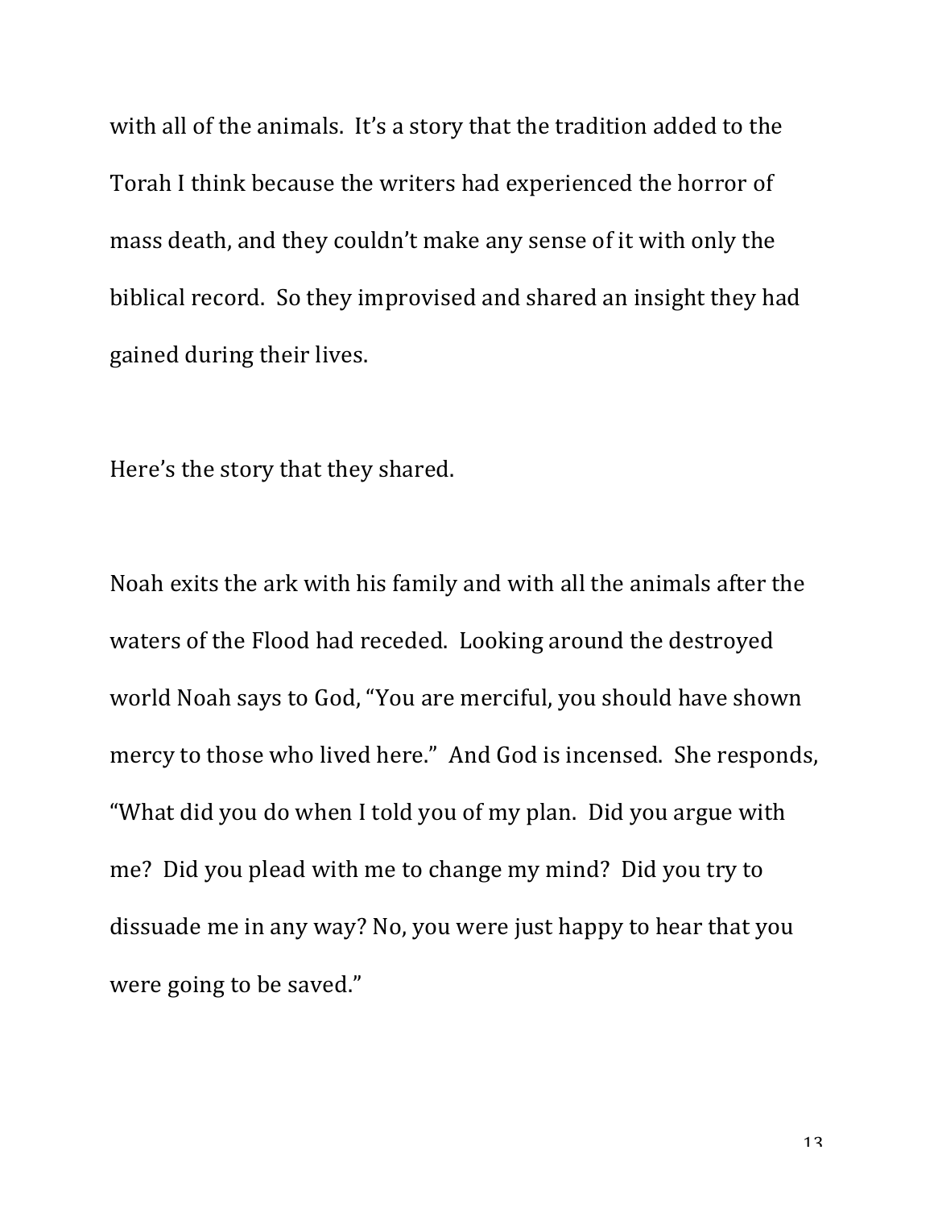with all of the animals. It's a story that the tradition added to the Torah I think because the writers had experienced the horror of mass death, and they couldn't make any sense of it with only the biblical record. So they improvised and shared an insight they had gained during their lives.

Here's the story that they shared.

Noah exits the ark with his family and with all the animals after the waters of the Flood had receded. Looking around the destroyed world Noah says to God, "You are merciful, you should have shown mercy to those who lived here." And God is incensed. She responds, "What did you do when I told you of my plan. Did you argue with me? Did you plead with me to change my mind? Did you try to dissuade me in any way? No, you were just happy to hear that you were going to be saved."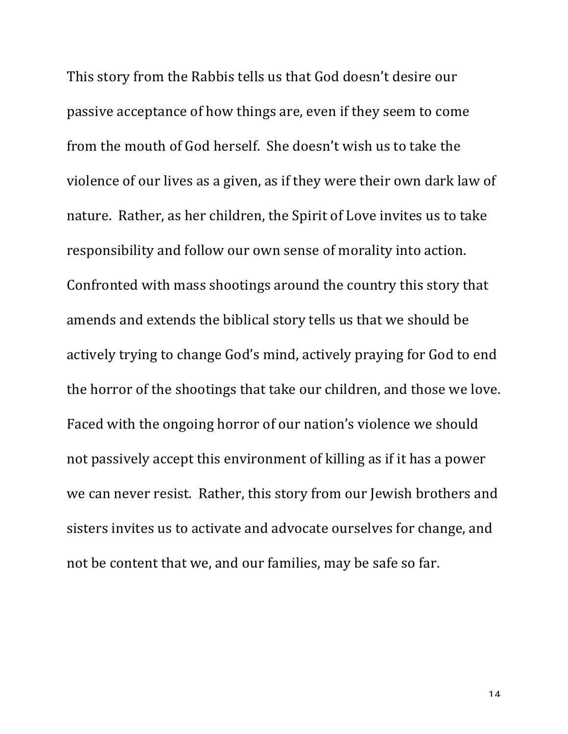This story from the Rabbis tells us that God doesn't desire our passive acceptance of how things are, even if they seem to come from the mouth of God herself. She doesn't wish us to take the violence of our lives as a given, as if they were their own dark law of nature. Rather, as her children, the Spirit of Love invites us to take responsibility and follow our own sense of morality into action. Confronted with mass shootings around the country this story that amends and extends the biblical story tells us that we should be actively trying to change God's mind, actively praying for God to end the horror of the shootings that take our children, and those we love. Faced with the ongoing horror of our nation's violence we should not passively accept this environment of killing as if it has a power we can never resist. Rather, this story from our Jewish brothers and sisters invites us to activate and advocate ourselves for change, and not be content that we, and our families, may be safe so far.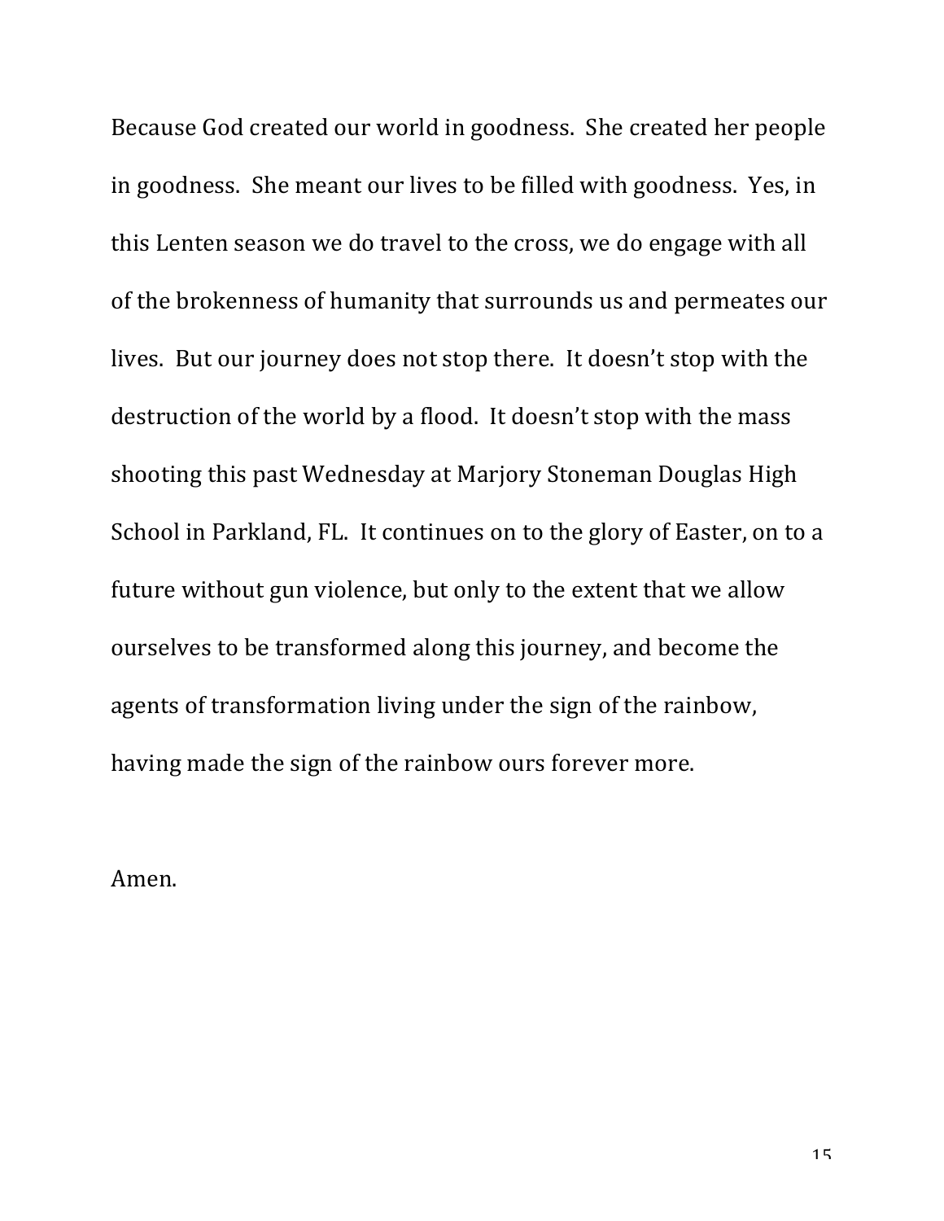Because God created our world in goodness. She created her people in goodness. She meant our lives to be filled with goodness. Yes, in this Lenten season we do travel to the cross, we do engage with all of the brokenness of humanity that surrounds us and permeates our lives. But our journey does not stop there. It doesn't stop with the destruction of the world by a flood. It doesn't stop with the mass shooting this past Wednesday at Marjory Stoneman Douglas High School in Parkland, FL. It continues on to the glory of Easter, on to a future without gun violence, but only to the extent that we allow ourselves to be transformed along this journey, and become the agents of transformation living under the sign of the rainbow, having made the sign of the rainbow ours forever more.

Amen.